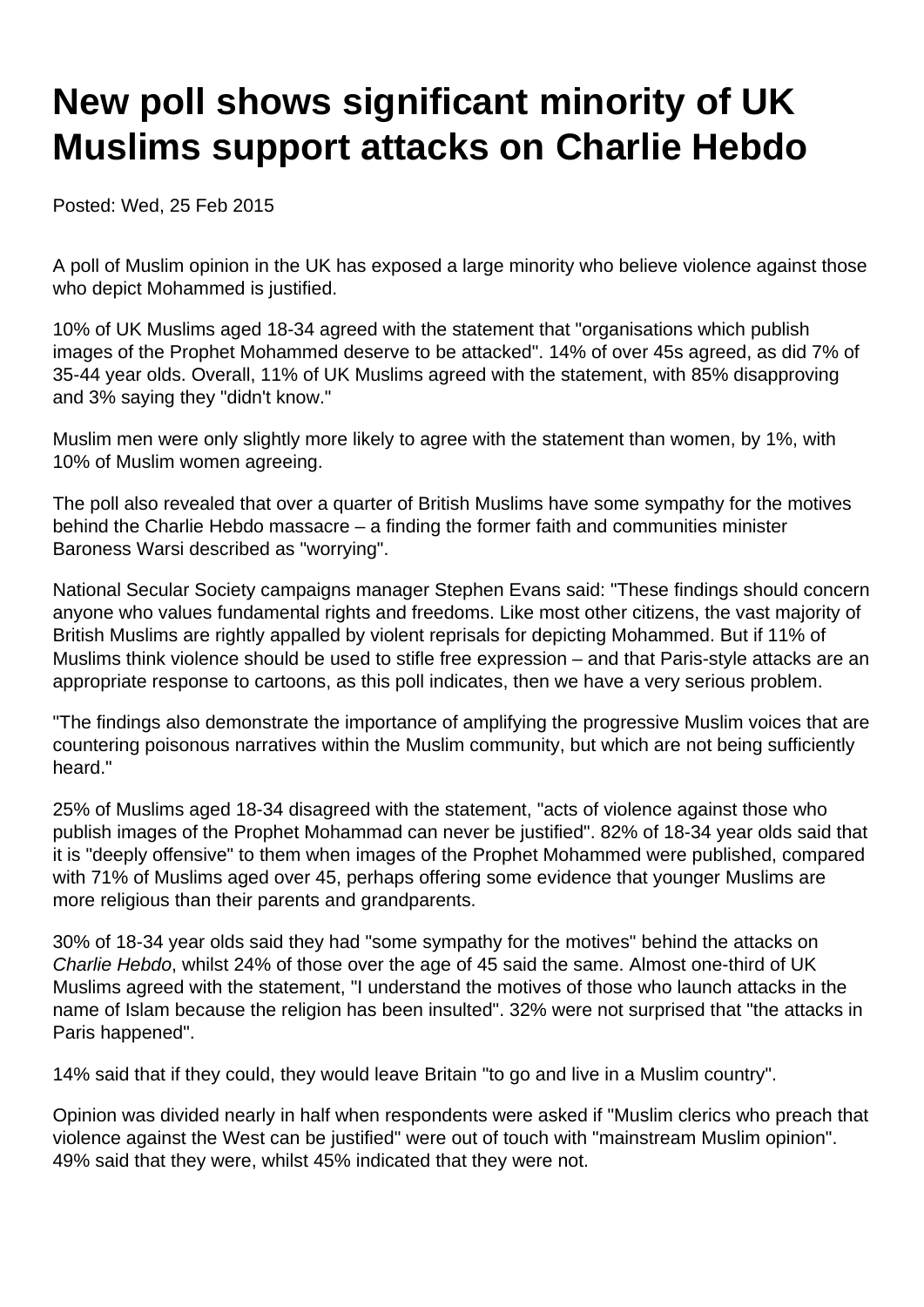# New poll shows significant minority of UK Muslims support attacks on Charlie Hebdo

Posted: Wed, 25 Feb 2015

A poll of Muslim opinion in the UK has exposed a large minority who believe violence against those who depict Mohammed is justified.

10% of UK Muslims aged 18-34 agreed with the statement that "organisations which publish images of the Prophet Mohammed deserve to be attacked". 14% of over 45s agreed, as did 7% of 35-44 year olds. Overall, 11% of UK Muslims agreed with the statement, with 85% disapproving and 3% saying they "didn't know."

Muslim men were only slightly more likely to agree with the statement than women, by 1%, with 10% of Muslim women agreeing.

The poll also revealed that over a quarter of British Muslims have some sympathy for the motives behind the Charlie Hebdo massacre – a finding the former faith and communities minister Baroness Warsi described as "worrying".

National Secular Society campaigns manager Stephen Evans said: "These findings should concern anyone who values fundamental rights and freedoms. Like most other citizens, the vast majority of British Muslims are rightly appalled by violent reprisals for depicting Mohammed. But if 11% of Muslims think violence should be used to stifle free expression – and that Paris-style attacks are an appropriate response to cartoons, as this poll indicates, then we have a very serious problem.

"The findings also demonstrate the importance of amplifying the progressive Muslim voices that are countering poisonous narratives within the Muslim community, but which are not being sufficiently heard."

25% of Muslims aged 18-34 disagreed with the statement, "acts of violence against those who publish images of the Prophet Mohammad can never be justified". 82% of 18-34 year olds said that it is "deeply offensive" to them when images of the Prophet Mohammed were published, compared with 71% of Muslims aged over 45, perhaps offering some evidence that younger Muslims are more religious than their parents and grandparents.

30% of 18-34 year olds said they had "some sympathy for the motives" behind the attacks on *Charlie Hebdo*, whilst 24% of those over the age of 45 said the same. Almost one-third of UK Muslims agreed with the statement, "I understand the motives of those who launch attacks in the name of Islam because the religion has been insulted". 32% were not surprised that "the attacks in Paris happened".

14% said that if they could, they would leave Britain "to go and live in a Muslim country".

Opinion was divided nearly in half when respondents were asked if "Muslim clerics who preach that violence against the West can be justified" were out of touch with "mainstream Muslim opinion". 49% said that they were, whilst 45% indicated that they were not.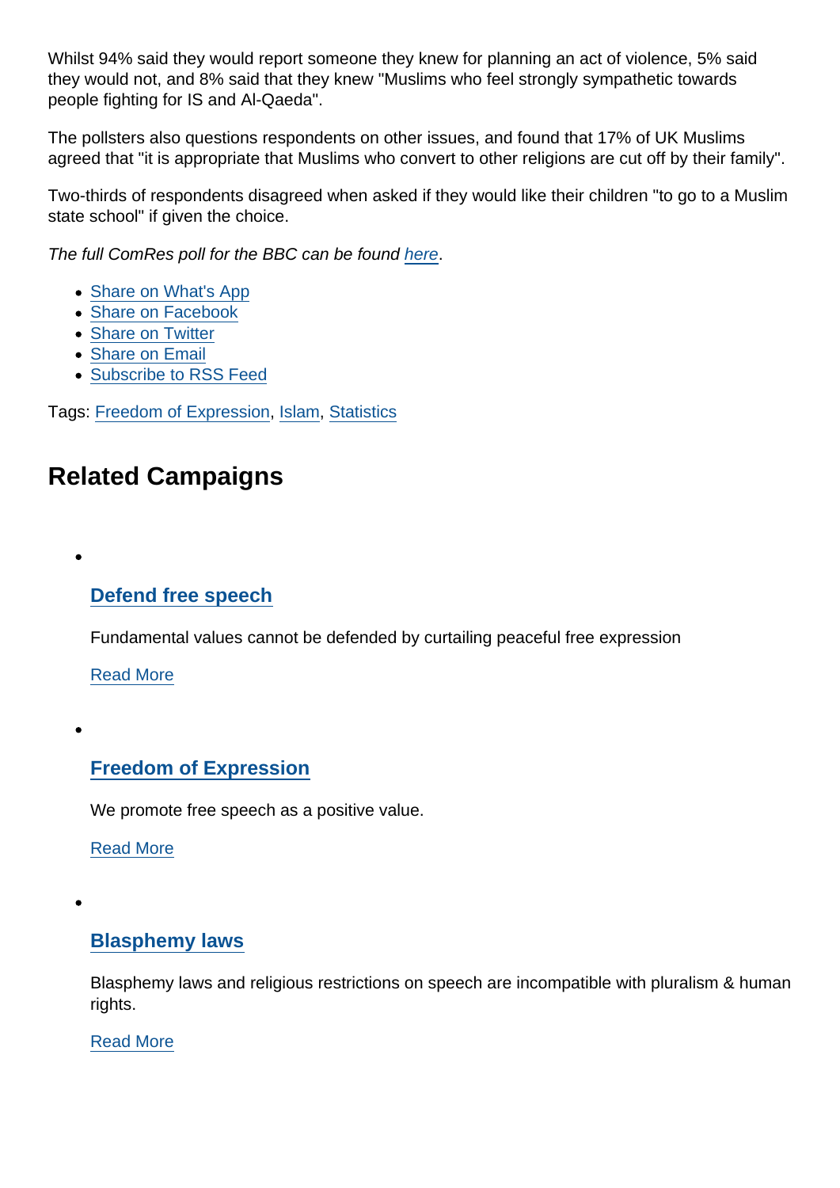Whilst 94% said they would report someone they knew for planning an act of violence, 5% said they would not, and 8% said that they knew "Muslims who feel strongly sympathetic towards people fighting for IS and Al-Qaeda".

The pollsters also questions respondents on other issues, and found that 17% of UK Muslims agreed that "it is appropriate that Muslims who convert to other religions are cut off by their family".

Two-thirds of respondents disagreed when asked if they would like their children "to go to a Muslim state school" if given the choice.

*The full ComRes poll for the BBC can be found here.*

- Share on What's App
- Share on Facebook
- Share on Twitter
- Share on Email
- Subscribe to RSS Feed

Tags: Freedom of Expression, Islam, Statistics

## Related Campaigns

- ### Defend free speech

  Fundamental values cannot be defended by curtailing peaceful free expression

  Read More

- ### Freedom of Expression

  We promote free speech as a positive value.

  Read More

- ### Blasphemy laws

  Blasphemy laws and religious restrictions on speech are incompatible with pluralism & human rights.

  Read More